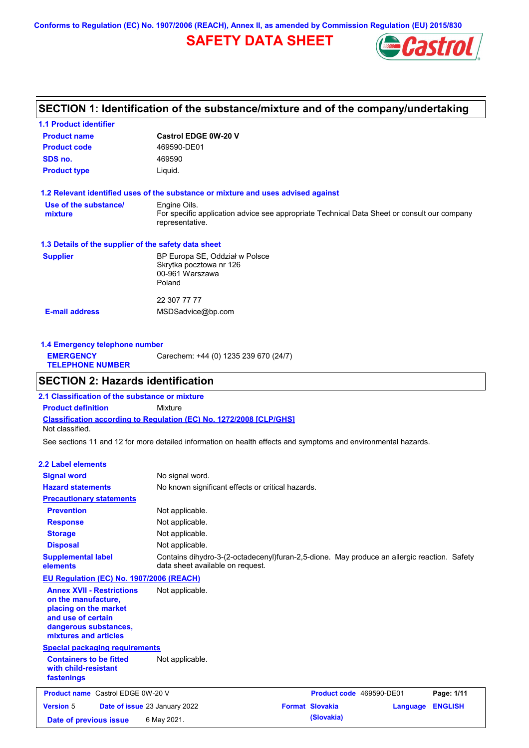Conforms to Regulation (EC) No. 1907/2006 (REACH), Annex II, as amended by Commission Regulation (EU) 2015/830

# SAFETY DATA SHEET

## SECTION 1: Identification of the substance/mixture and of the company/undertaking

### 1.1 Product identifier

| | |
|---|---|
| **Product name** | **Castrol EDGE 0W-20 V** |
| **Product code** | 469590-DE01 |
| **SDS no.** | 469590 |
| **Product type** | Liquid. |

### 1.2 Relevant identified uses of the substance or mixture and uses advised against

**Use of the substance/ mixture**: Engine Oils.
For specific application advice see appropriate Technical Data Sheet or consult our company representative.

### 1.3 Details of the supplier of the safety data sheet

**Supplier**: BP Europa SE, Oddział w Polsce
Skrytka pocztowa nr 126
00-961 Warszawa
Poland

22 307 77 77

**E-mail address**: MSDSadvice@bp.com

### 1.4 Emergency telephone number

**EMERGENCY TELEPHONE NUMBER**: Carechem: +44 (0) 1235 239 670 (24/7)

## SECTION 2: Hazards identification

### 2.1 Classification of the substance or mixture

**Product definition**: Mixture

**Classification according to Regulation (EC) No. 1272/2008 [CLP/GHS]**
Not classified.

See sections 11 and 12 for more detailed information on health effects and symptoms and environmental hazards.

### 2.2 Label elements

| | |
|---|---|
| **Signal word** | No signal word. |
| **Hazard statements** | No known significant effects or critical hazards. |

**Precautionary statements**

| | |
|---|---|
| **Prevention** | Not applicable. |
| **Response** | Not applicable. |
| **Storage** | Not applicable. |
| **Disposal** | Not applicable. |
| **Supplemental label elements** | Contains dihydro-3-(2-octadecenyl)furan-2,5-dione. May produce an allergic reaction. Safety data sheet available on request. |

**EU Regulation (EC) No. 1907/2006 (REACH)**

| | |
|---|---|
| **Annex XVII - Restrictions on the manufacture, placing on the market and use of certain dangerous substances, mixtures and articles** | Not applicable. |

**Special packaging requirements**

| | |
|---|---|
| **Containers to be fitted with child-resistant fastenings** | Not applicable. |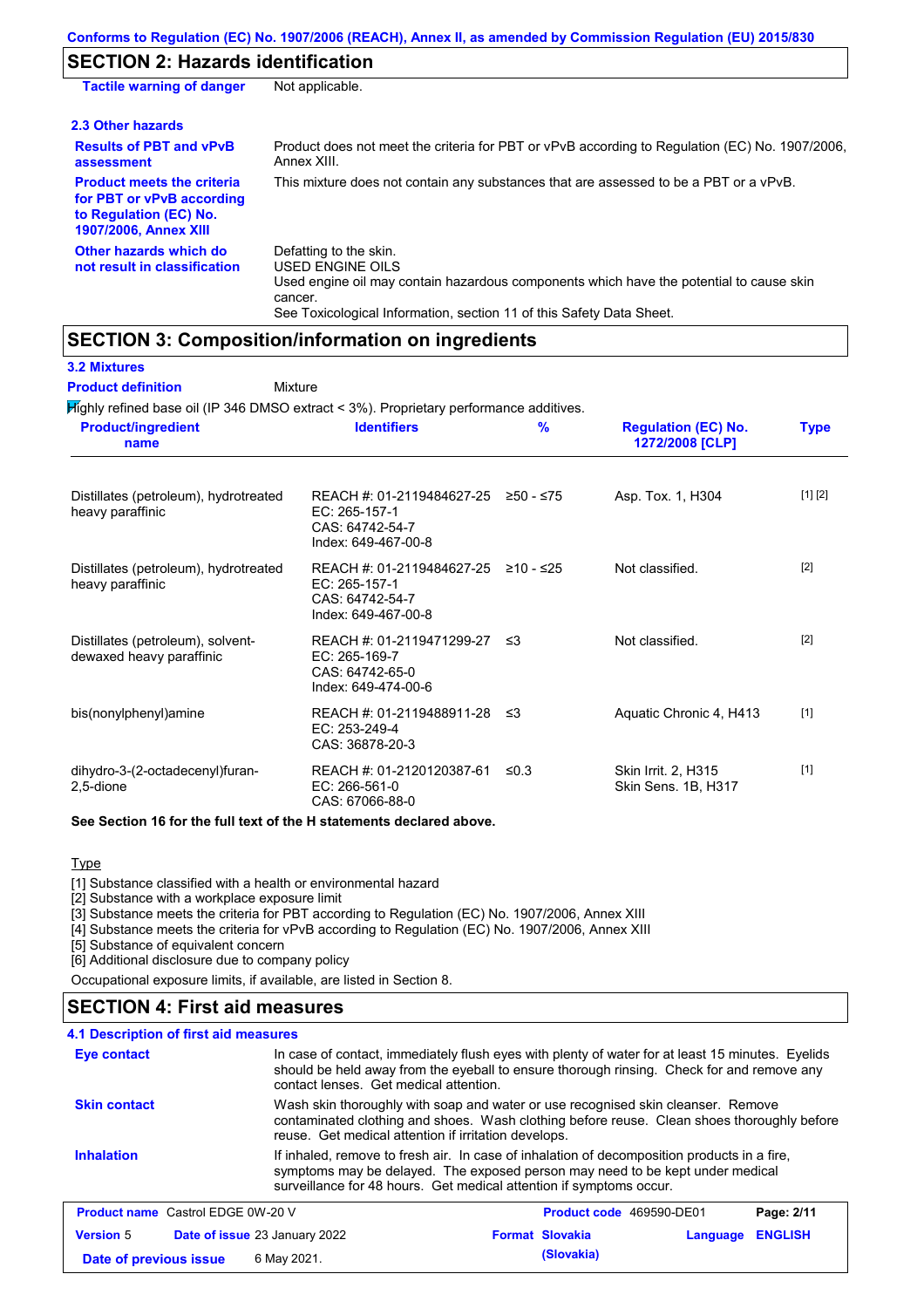## SECTION 2: Hazards identification

| | |
|---|---|
| **Tactile warning of danger** | Not applicable. |

### 2.3 Other hazards

| | |
|---|---|
| **Results of PBT and vPvB assessment** | Product does not meet the criteria for PBT or vPvB according to Regulation (EC) No. 1907/2006, Annex XIII. |
| **Product meets the criteria for PBT or vPvB according to Regulation (EC) No. 1907/2006, Annex XIII** | This mixture does not contain any substances that are assessed to be a PBT or a vPvB. |
| **Other hazards which do not result in classification** | Defatting to the skin.<br>USED ENGINE OILS<br>Used engine oil may contain hazardous components which have the potential to cause skin cancer.<br>See Toxicological Information, section 11 of this Safety Data Sheet. |

## SECTION 3: Composition/information on ingredients

### 3.2 Mixtures

**Product definition** Mixture

Highly refined base oil (IP 346 DMSO extract < 3%). Proprietary performance additives.

| Product/ingredient name | Identifiers | % | Regulation (EC) No. 1272/2008 [CLP] | Type |
|---|---|---|---|---|
| Distillates (petroleum), hydrotreated heavy paraffinic | REACH #: 01-2119484627-25<br>EC: 265-157-1<br>CAS: 64742-54-7<br>Index: 649-467-00-8 | ≥50 - ≤75 | Asp. Tox. 1, H304 | [1] [2] |
| Distillates (petroleum), hydrotreated heavy paraffinic | REACH #: 01-2119484627-25<br>EC: 265-157-1<br>CAS: 64742-54-7<br>Index: 649-467-00-8 | ≥10 - ≤25 | Not classified. | [2] |
| Distillates (petroleum), solvent-dewaxed heavy paraffinic | REACH #: 01-2119471299-27<br>EC: 265-169-7<br>CAS: 64742-65-0<br>Index: 649-474-00-6 | ≤3 | Not classified. | [2] |
| bis(nonylphenyl)amine | REACH #: 01-2119488911-28<br>EC: 253-249-4<br>CAS: 36878-20-3 | ≤3 | Aquatic Chronic 4, H413 | [1] |
| dihydro-3-(2-octadecenyl)furan-2,5-dione | REACH #: 01-2120120387-61<br>EC: 266-561-0<br>CAS: 67066-88-0 | ≤0.3 | Skin Irrit. 2, H315<br>Skin Sens. 1B, H317 | [1] |

**See Section 16 for the full text of the H statements declared above.**

Type

[1] Substance classified with a health or environmental hazard
[2] Substance with a workplace exposure limit
[3] Substance meets the criteria for PBT according to Regulation (EC) No. 1907/2006, Annex XIII
[4] Substance meets the criteria for vPvB according to Regulation (EC) No. 1907/2006, Annex XIII
[5] Substance of equivalent concern
[6] Additional disclosure due to company policy

Occupational exposure limits, if available, are listed in Section 8.

## SECTION 4: First aid measures

### 4.1 Description of first aid measures

| | |
|---|---|
| **Eye contact** | In case of contact, immediately flush eyes with plenty of water for at least 15 minutes. Eyelids should be held away from the eyeball to ensure thorough rinsing. Check for and remove any contact lenses. Get medical attention. |
| **Skin contact** | Wash skin thoroughly with soap and water or use recognised skin cleanser. Remove contaminated clothing and shoes. Wash clothing before reuse. Clean shoes thoroughly before reuse. Get medical attention if irritation develops. |
| **Inhalation** | If inhaled, remove to fresh air. In case of inhalation of decomposition products in a fire, symptoms may be delayed. The exposed person may need to be kept under medical surveillance for 48 hours. Get medical attention if symptoms occur. |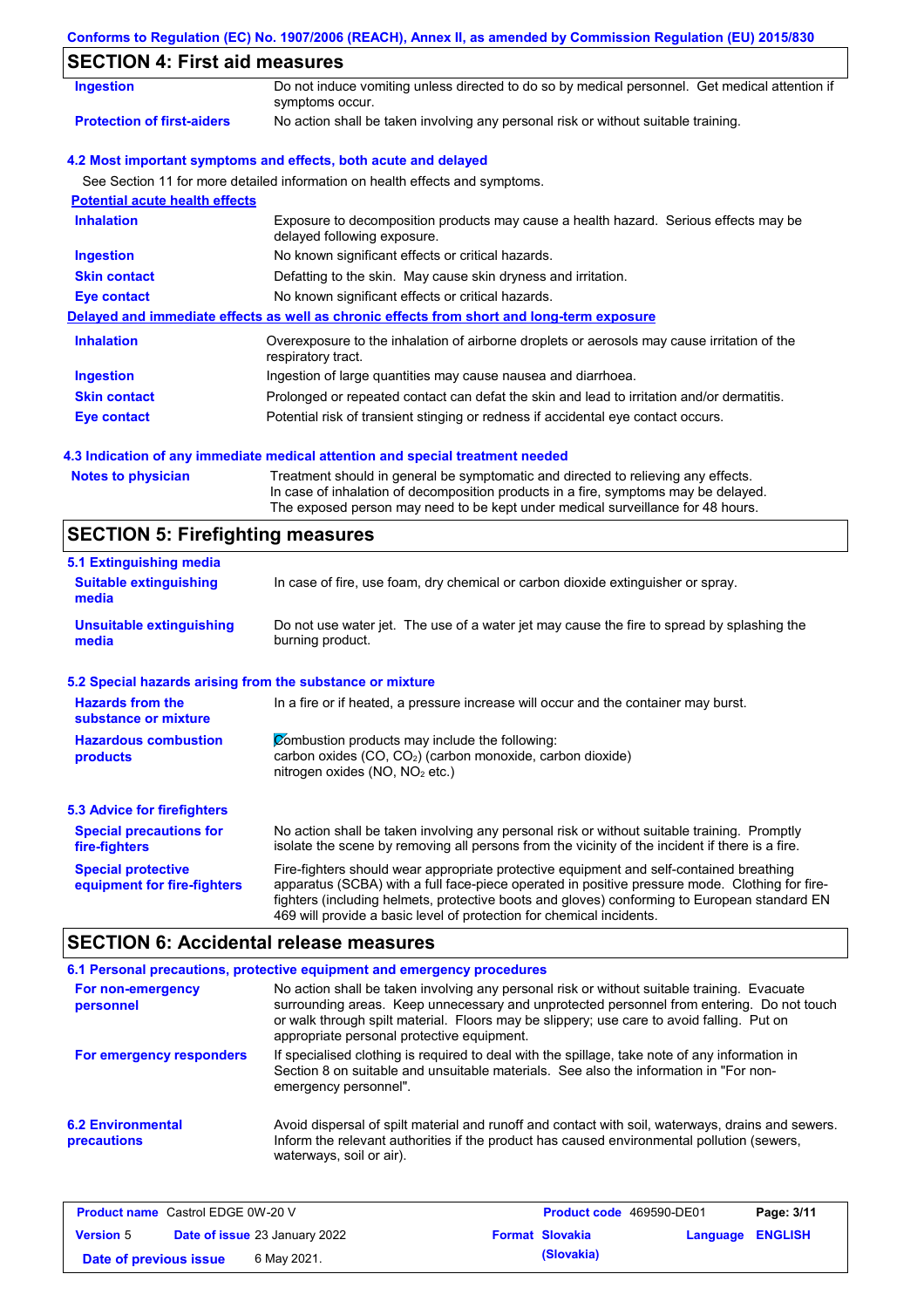## SECTION 4: First aid measures

| | |
|---|---|
| **Ingestion** | Do not induce vomiting unless directed to do so by medical personnel. Get medical attention if symptoms occur. |
| **Protection of first-aiders** | No action shall be taken involving any personal risk or without suitable training. |

### 4.2 Most important symptoms and effects, both acute and delayed

See Section 11 for more detailed information on health effects and symptoms.

**Potential acute health effects**

| | |
|---|---|
| **Inhalation** | Exposure to decomposition products may cause a health hazard. Serious effects may be delayed following exposure. |
| **Ingestion** | No known significant effects or critical hazards. |
| **Skin contact** | Defatting to the skin. May cause skin dryness and irritation. |
| **Eye contact** | No known significant effects or critical hazards. |

**Delayed and immediate effects as well as chronic effects from short and long-term exposure**

| | |
|---|---|
| **Inhalation** | Overexposure to the inhalation of airborne droplets or aerosols may cause irritation of the respiratory tract. |
| **Ingestion** | Ingestion of large quantities may cause nausea and diarrhoea. |
| **Skin contact** | Prolonged or repeated contact can defat the skin and lead to irritation and/or dermatitis. |
| **Eye contact** | Potential risk of transient stinging or redness if accidental eye contact occurs. |

### 4.3 Indication of any immediate medical attention and special treatment needed

| | |
|---|---|
| **Notes to physician** | Treatment should in general be symptomatic and directed to relieving any effects. In case of inhalation of decomposition products in a fire, symptoms may be delayed. The exposed person may need to be kept under medical surveillance for 48 hours. |

## SECTION 5: Firefighting measures

### 5.1 Extinguishing media

| | |
|---|---|
| **Suitable extinguishing media** | In case of fire, use foam, dry chemical or carbon dioxide extinguisher or spray. |
| **Unsuitable extinguishing media** | Do not use water jet. The use of a water jet may cause the fire to spread by splashing the burning product. |

### 5.2 Special hazards arising from the substance or mixture

| | |
|---|---|
| **Hazards from the substance or mixture** | In a fire or if heated, a pressure increase will occur and the container may burst. |
| **Hazardous combustion products** | Combustion products may include the following: carbon oxides (CO, $CO_2$) (carbon monoxide, carbon dioxide) nitrogen oxides (NO, $NO_2$ etc.) |

### 5.3 Advice for firefighters

| | |
|---|---|
| **Special precautions for fire-fighters** | No action shall be taken involving any personal risk or without suitable training. Promptly isolate the scene by removing all persons from the vicinity of the incident if there is a fire. |
| **Special protective equipment for fire-fighters** | Fire-fighters should wear appropriate protective equipment and self-contained breathing apparatus (SCBA) with a full face-piece operated in positive pressure mode. Clothing for fire-fighters (including helmets, protective boots and gloves) conforming to European standard EN 469 will provide a basic level of protection for chemical incidents. |

## SECTION 6: Accidental release measures

### 6.1 Personal precautions, protective equipment and emergency procedures

| | |
|---|---|
| **For non-emergency personnel** | No action shall be taken involving any personal risk or without suitable training. Evacuate surrounding areas. Keep unnecessary and unprotected personnel from entering. Do not touch or walk through spilt material. Floors may be slippery; use care to avoid falling. Put on appropriate personal protective equipment. |
| **For emergency responders** | If specialised clothing is required to deal with the spillage, take note of any information in Section 8 on suitable and unsuitable materials. See also the information in "For non-emergency personnel". |

| | |
|---|---|
| **6.2 Environmental precautions** | Avoid dispersal of spilt material and runoff and contact with soil, waterways, drains and sewers. Inform the relevant authorities if the product has caused environmental pollution (sewers, waterways, soil or air). |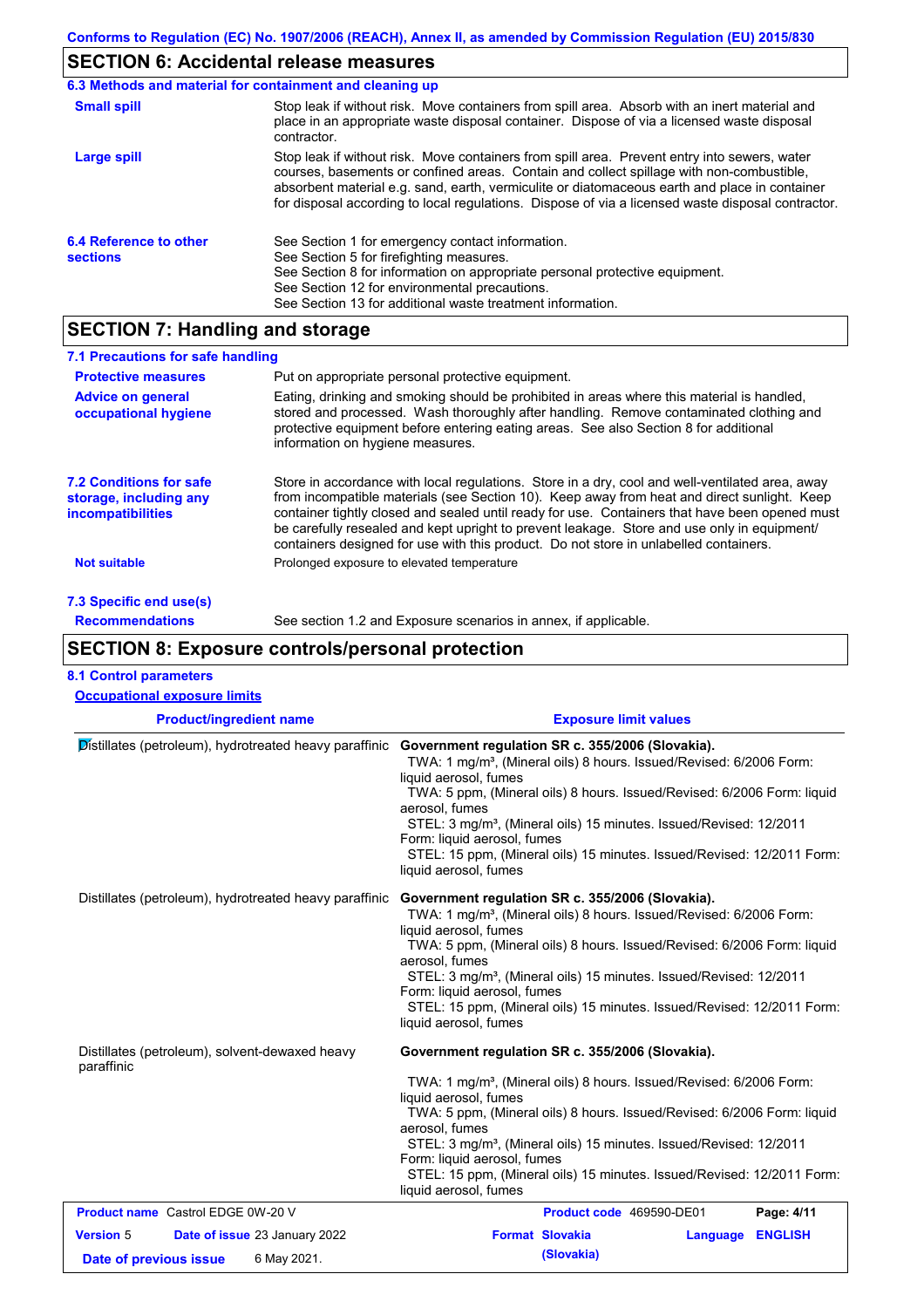## SECTION 6: Accidental release measures

### 6.3 Methods and material for containment and cleaning up

**Small spill**

Stop leak if without risk. Move containers from spill area. Absorb with an inert material and place in an appropriate waste disposal container. Dispose of via a licensed waste disposal contractor.

**Large spill**

Stop leak if without risk. Move containers from spill area. Prevent entry into sewers, water courses, basements or confined areas. Contain and collect spillage with non-combustible, absorbent material e.g. sand, earth, vermiculite or diatomaceous earth and place in container for disposal according to local regulations. Dispose of via a licensed waste disposal contractor.

**6.4 Reference to other sections**

See Section 1 for emergency contact information.
See Section 5 for firefighting measures.
See Section 8 for information on appropriate personal protective equipment.
See Section 12 for environmental precautions.
See Section 13 for additional waste treatment information.

## SECTION 7: Handling and storage

### 7.1 Precautions for safe handling

**Protective measures**

Put on appropriate personal protective equipment.

**Advice on general occupational hygiene**

Eating, drinking and smoking should be prohibited in areas where this material is handled, stored and processed. Wash thoroughly after handling. Remove contaminated clothing and protective equipment before entering eating areas. See also Section 8 for additional information on hygiene measures.

**7.2 Conditions for safe storage, including any incompatibilities**

Store in accordance with local regulations. Store in a dry, cool and well-ventilated area, away from incompatible materials (see Section 10). Keep away from heat and direct sunlight. Keep container tightly closed and sealed until ready for use. Containers that have been opened must be carefully resealed and kept upright to prevent leakage. Store and use only in equipment/ containers designed for use with this product. Do not store in unlabelled containers.

**Not suitable**

Prolonged exposure to elevated temperature

### 7.3 Specific end use(s)

**Recommendations**

See section 1.2 and Exposure scenarios in annex, if applicable.

## SECTION 8: Exposure controls/personal protection

### 8.1 Control parameters

**Occupational exposure limits**

| Product/ingredient name | Exposure limit values |
|---|---|
| Distillates (petroleum), hydrotreated heavy paraffinic | **Government regulation SR c. 355/2006 (Slovakia).**<br>TWA: 1 mg/m³, (Mineral oils) 8 hours. Issued/Revised: 6/2006 Form: liquid aerosol, fumes<br>TWA: 5 ppm, (Mineral oils) 8 hours. Issued/Revised: 6/2006 Form: liquid aerosol, fumes<br>STEL: 3 mg/m³, (Mineral oils) 15 minutes. Issued/Revised: 12/2011 Form: liquid aerosol, fumes<br>STEL: 15 ppm, (Mineral oils) 15 minutes. Issued/Revised: 12/2011 Form: liquid aerosol, fumes |
| Distillates (petroleum), hydrotreated heavy paraffinic | **Government regulation SR c. 355/2006 (Slovakia).**<br>TWA: 1 mg/m³, (Mineral oils) 8 hours. Issued/Revised: 6/2006 Form: liquid aerosol, fumes<br>TWA: 5 ppm, (Mineral oils) 8 hours. Issued/Revised: 6/2006 Form: liquid aerosol, fumes<br>STEL: 3 mg/m³, (Mineral oils) 15 minutes. Issued/Revised: 12/2011 Form: liquid aerosol, fumes<br>STEL: 15 ppm, (Mineral oils) 15 minutes. Issued/Revised: 12/2011 Form: liquid aerosol, fumes |
| Distillates (petroleum), solvent-dewaxed heavy paraffinic | **Government regulation SR c. 355/2006 (Slovakia).**<br>TWA: 1 mg/m³, (Mineral oils) 8 hours. Issued/Revised: 6/2006 Form: liquid aerosol, fumes<br>TWA: 5 ppm, (Mineral oils) 8 hours. Issued/Revised: 6/2006 Form: liquid aerosol, fumes<br>STEL: 3 mg/m³, (Mineral oils) 15 minutes. Issued/Revised: 12/2011 Form: liquid aerosol, fumes<br>STEL: 15 ppm, (Mineral oils) 15 minutes. Issued/Revised: 12/2011 Form: liquid aerosol, fumes |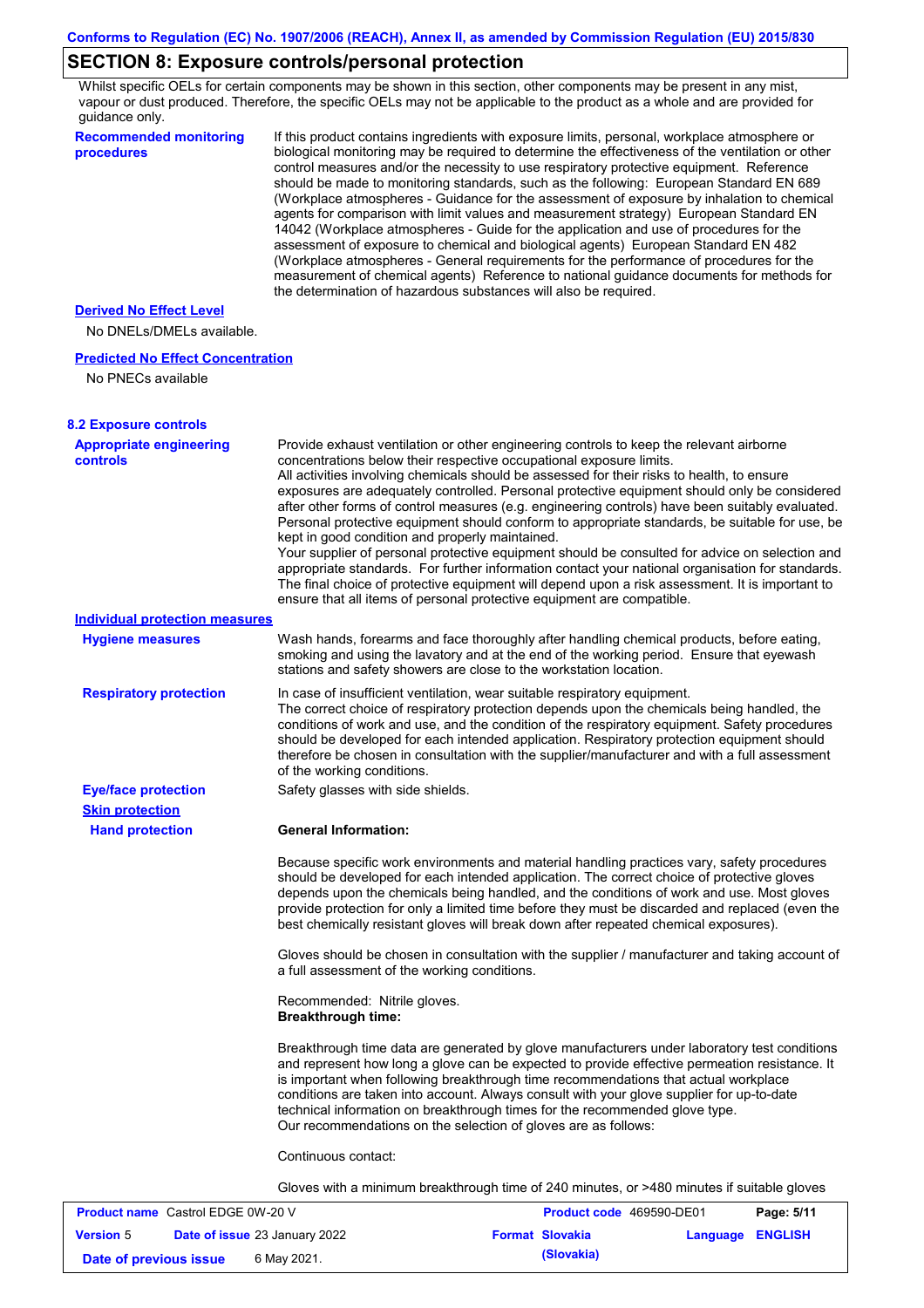## SECTION 8: Exposure controls/personal protection

Whilst specific OELs for certain components may be shown in this section, other components may be present in any mist, vapour or dust produced. Therefore, the specific OELs may not be applicable to the product as a whole and are provided for guidance only.

**Recommended monitoring procedures**

If this product contains ingredients with exposure limits, personal, workplace atmosphere or biological monitoring may be required to determine the effectiveness of the ventilation or other control measures and/or the necessity to use respiratory protective equipment. Reference should be made to monitoring standards, such as the following: European Standard EN 689 (Workplace atmospheres - Guidance for the assessment of exposure by inhalation to chemical agents for comparison with limit values and measurement strategy) European Standard EN 14042 (Workplace atmospheres - Guide for the application and use of procedures for the assessment of exposure to chemical and biological agents) European Standard EN 482 (Workplace atmospheres - General requirements for the performance of procedures for the measurement of chemical agents) Reference to national guidance documents for methods for the determination of hazardous substances will also be required.

**Derived No Effect Level**

No DNELs/DMELs available.

**Predicted No Effect Concentration**

No PNECs available

### 8.2 Exposure controls

**Appropriate engineering controls**

Provide exhaust ventilation or other engineering controls to keep the relevant airborne concentrations below their respective occupational exposure limits.
All activities involving chemicals should be assessed for their risks to health, to ensure exposures are adequately controlled. Personal protective equipment should only be considered after other forms of control measures (e.g. engineering controls) have been suitably evaluated. Personal protective equipment should conform to appropriate standards, be suitable for use, be kept in good condition and properly maintained.
Your supplier of personal protective equipment should be consulted for advice on selection and appropriate standards. For further information contact your national organisation for standards.
The final choice of protective equipment will depend upon a risk assessment. It is important to ensure that all items of personal protective equipment are compatible.

**Individual protection measures**

**Hygiene measures**

Wash hands, forearms and face thoroughly after handling chemical products, before eating, smoking and using the lavatory and at the end of the working period. Ensure that eyewash stations and safety showers are close to the workstation location.

**Respiratory protection**

In case of insufficient ventilation, wear suitable respiratory equipment.
The correct choice of respiratory protection depends upon the chemicals being handled, the conditions of work and use, and the condition of the respiratory equipment. Safety procedures should be developed for each intended application. Respiratory protection equipment should therefore be chosen in consultation with the supplier/manufacturer and with a full assessment of the working conditions.

**Eye/face protection**

Safety glasses with side shields.

**Skin protection**

**Hand protection**

**General Information:**

Because specific work environments and material handling practices vary, safety procedures should be developed for each intended application. The correct choice of protective gloves depends upon the chemicals being handled, and the conditions of work and use. Most gloves provide protection for only a limited time before they must be discarded and replaced (even the best chemically resistant gloves will break down after repeated chemical exposures).

Gloves should be chosen in consultation with the supplier / manufacturer and taking account of a full assessment of the working conditions.

Recommended: Nitrile gloves.
**Breakthrough time:**

Breakthrough time data are generated by glove manufacturers under laboratory test conditions and represent how long a glove can be expected to provide effective permeation resistance. It is important when following breakthrough time recommendations that actual workplace conditions are taken into account. Always consult with your glove supplier for up-to-date technical information on breakthrough times for the recommended glove type.
Our recommendations on the selection of gloves are as follows:

Continuous contact:

Gloves with a minimum breakthrough time of 240 minutes, or >480 minutes if suitable gloves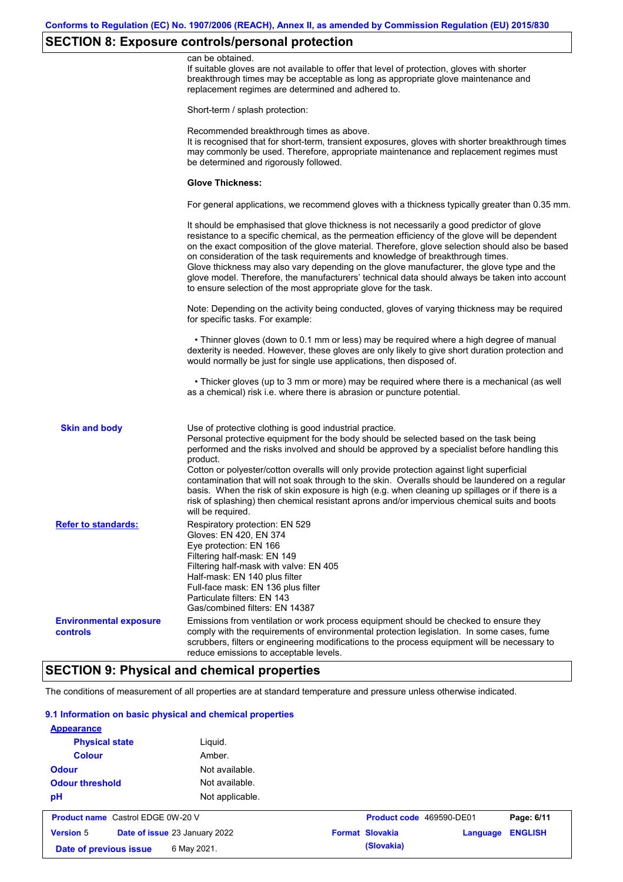## SECTION 8: Exposure controls/personal protection

can be obtained.
If suitable gloves are not available to offer that level of protection, gloves with shorter breakthrough times may be acceptable as long as appropriate glove maintenance and replacement regimes are determined and adhered to.

Short-term / splash protection:

Recommended breakthrough times as above.
It is recognised that for short-term, transient exposures, gloves with shorter breakthrough times may commonly be used. Therefore, appropriate maintenance and replacement regimes must be determined and rigorously followed.

**Glove Thickness:**

For general applications, we recommend gloves with a thickness typically greater than 0.35 mm.

It should be emphasised that glove thickness is not necessarily a good predictor of glove resistance to a specific chemical, as the permeation efficiency of the glove will be dependent on the exact composition of the glove material. Therefore, glove selection should also be based on consideration of the task requirements and knowledge of breakthrough times.
Glove thickness may also vary depending on the glove manufacturer, the glove type and the glove model. Therefore, the manufacturers' technical data should always be taken into account to ensure selection of the most appropriate glove for the task.

Note: Depending on the activity being conducted, gloves of varying thickness may be required for specific tasks. For example:

- Thinner gloves (down to 0.1 mm or less) may be required where a high degree of manual dexterity is needed. However, these gloves are only likely to give short duration protection and would normally be just for single use applications, then disposed of.

- Thicker gloves (up to 3 mm or more) may be required where there is a mechanical (as well as a chemical) risk i.e. where there is abrasion or puncture potential.

**Skin and body**

Use of protective clothing is good industrial practice.
Personal protective equipment for the body should be selected based on the task being performed and the risks involved and should be approved by a specialist before handling this product.
Cotton or polyester/cotton overalls will only provide protection against light superficial contamination that will not soak through to the skin. Overalls should be laundered on a regular basis. When the risk of skin exposure is high (e.g. when cleaning up spillages or if there is a risk of splashing) then chemical resistant aprons and/or impervious chemical suits and boots will be required.

**Refer to standards:**

Respiratory protection: EN 529
Gloves: EN 420, EN 374
Eye protection: EN 166
Filtering half-mask: EN 149
Filtering half-mask with valve: EN 405
Half-mask: EN 140 plus filter
Full-face mask: EN 136 plus filter
Particulate filters: EN 143
Gas/combined filters: EN 14387

**Environmental exposure controls**

Emissions from ventilation or work process equipment should be checked to ensure they comply with the requirements of environmental protection legislation. In some cases, fume scrubbers, filters or engineering modifications to the process equipment will be necessary to reduce emissions to acceptable levels.

## SECTION 9: Physical and chemical properties

The conditions of measurement of all properties are at standard temperature and pressure unless otherwise indicated.

### 9.1 Information on basic physical and chemical properties

**Appearance**

| | |
|---|---|
| **Physical state** | Liquid. |
| **Colour** | Amber. |
| **Odour** | Not available. |
| **Odour threshold** | Not available. |
| **pH** | Not applicable. |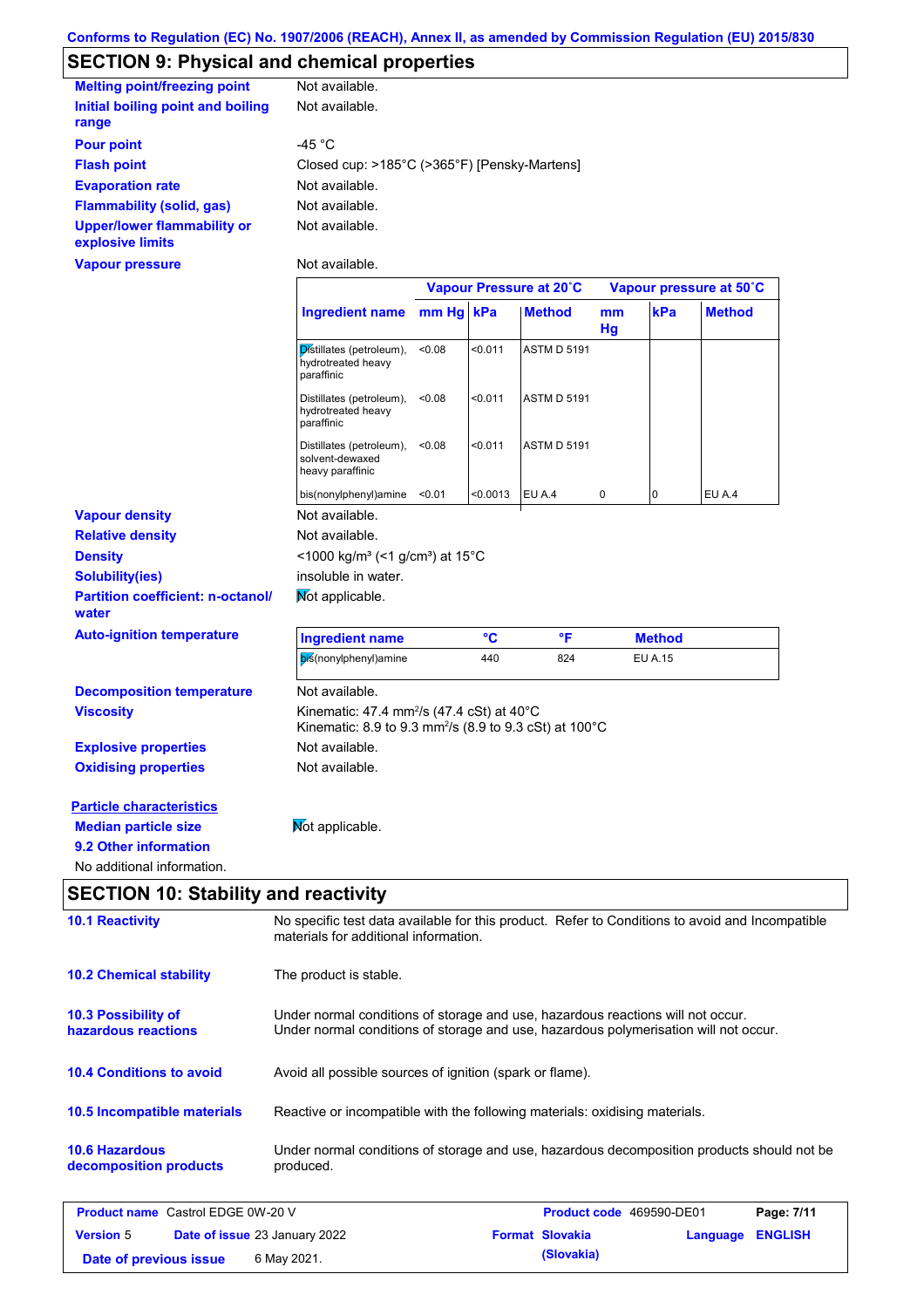Conforms to Regulation (EC) No. 1907/2006 (REACH), Annex II, as amended by Commission Regulation (EU) 2015/830

## SECTION 9: Physical and chemical properties

**Melting point/freezing point**: Not available.

**Initial boiling point and boiling range**: Not available.

**Pour point**: -45 °C

**Flash point**: Closed cup: >185°C (>365°F) [Pensky-Martens]

**Evaporation rate**: Not available.

**Flammability (solid, gas)**: Not available.

**Upper/lower flammability or explosive limits**: Not available.

**Vapour pressure**: Not available.

| | Vapour Pressure at 20˚C | | | Vapour pressure at 50˚C | | |
|---|---|---|---|---|---|---|
| **Ingredient name** | **mm Hg** | **kPa** | **Method** | **mm Hg** | **kPa** | **Method** |
| Distillates (petroleum), hydrotreated heavy paraffinic | <0.08 | <0.011 | ASTM D 5191 | | | |
| Distillates (petroleum), hydrotreated heavy paraffinic | <0.08 | <0.011 | ASTM D 5191 | | | |
| Distillates (petroleum), solvent-dewaxed heavy paraffinic | <0.08 | <0.011 | ASTM D 5191 | | | |
| bis(nonylphenyl)amine | <0.01 | <0.0013 | EU A.4 | 0 | 0 | EU A.4 |

**Vapour density**: Not available.

**Relative density**: Not available.

**Density**: <1000 kg/m³ (<1 g/cm³) at 15°C

**Solubility(ies)**: insoluble in water.

**Partition coefficient: n-octanol/water**: Not applicable.

**Auto-ignition temperature**:

| Ingredient name | °C | °F | Method |
|---|---|---|---|
| bis(nonylphenyl)amine | 440 | 824 | EU A.15 |

**Decomposition temperature**: Not available.

**Viscosity**: Kinematic: 47.4 mm²/s (47.4 cSt) at 40°C
Kinematic: 8.9 to 9.3 mm²/s (8.9 to 9.3 cSt) at 100°C

**Explosive properties**: Not available.

**Oxidising properties**: Not available.

**Particle characteristics**

**Median particle size**: Not applicable.

**9.2 Other information**

No additional information.

## SECTION 10: Stability and reactivity

**10.1 Reactivity**: No specific test data available for this product. Refer to Conditions to avoid and Incompatible materials for additional information.

**10.2 Chemical stability**: The product is stable.

**10.3 Possibility of hazardous reactions**: Under normal conditions of storage and use, hazardous reactions will not occur.
Under normal conditions of storage and use, hazardous polymerisation will not occur.

**10.4 Conditions to avoid**: Avoid all possible sources of ignition (spark or flame).

**10.5 Incompatible materials**: Reactive or incompatible with the following materials: oxidising materials.

**10.6 Hazardous decomposition products**: Under normal conditions of storage and use, hazardous decomposition products should not be produced.

| | | | |
|---|---|---|---|
| **Product name** Castrol EDGE 0W-20 V | | **Product code** 469590-DE01 | |
| **Version** 5 | **Date of issue** 23 January 2022 | **Format** Slovakia (Slovakia) | **Language** ENGLISH |
| **Date of previous issue** | 6 May 2021. | | |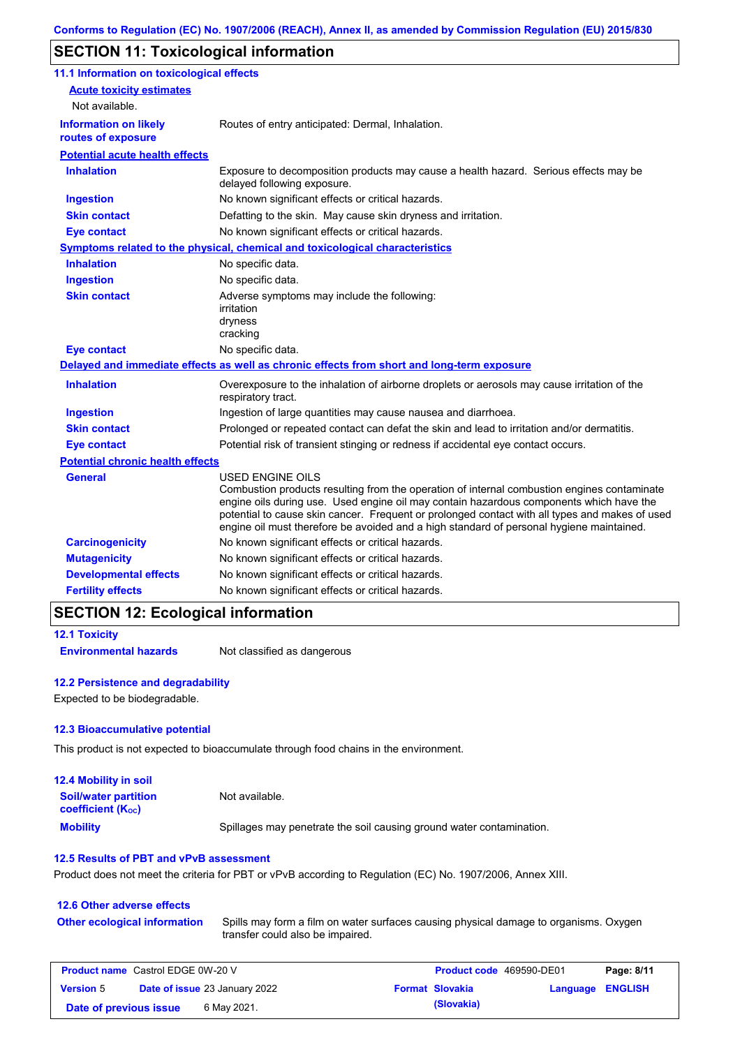## SECTION 11: Toxicological information

### 11.1 Information on toxicological effects

**Acute toxicity estimates**

Not available.

| | |
|---|---|
| **Information on likely routes of exposure** | Routes of entry anticipated: Dermal, Inhalation. |

**Potential acute health effects**

| | |
|---|---|
| **Inhalation** | Exposure to decomposition products may cause a health hazard. Serious effects may be delayed following exposure. |
| **Ingestion** | No known significant effects or critical hazards. |
| **Skin contact** | Defatting to the skin. May cause skin dryness and irritation. |
| **Eye contact** | No known significant effects or critical hazards. |

**Symptoms related to the physical, chemical and toxicological characteristics**

| | |
|---|---|
| **Inhalation** | No specific data. |
| **Ingestion** | No specific data. |
| **Skin contact** | Adverse symptoms may include the following:<br>irritation<br>dryness<br>cracking |
| **Eye contact** | No specific data. |

**Delayed and immediate effects as well as chronic effects from short and long-term exposure**

| | |
|---|---|
| **Inhalation** | Overexposure to the inhalation of airborne droplets or aerosols may cause irritation of the respiratory tract. |
| **Ingestion** | Ingestion of large quantities may cause nausea and diarrhoea. |
| **Skin contact** | Prolonged or repeated contact can defat the skin and lead to irritation and/or dermatitis. |
| **Eye contact** | Potential risk of transient stinging or redness if accidental eye contact occurs. |

**Potential chronic health effects**

| | |
|---|---|
| **General** | USED ENGINE OILS<br>Combustion products resulting from the operation of internal combustion engines contaminate engine oils during use. Used engine oil may contain hazardous components which have the potential to cause skin cancer. Frequent or prolonged contact with all types and makes of used engine oil must therefore be avoided and a high standard of personal hygiene maintained. |
| **Carcinogenicity** | No known significant effects or critical hazards. |
| **Mutagenicity** | No known significant effects or critical hazards. |
| **Developmental effects** | No known significant effects or critical hazards. |
| **Fertility effects** | No known significant effects or critical hazards. |

## SECTION 12: Ecological information

### 12.1 Toxicity

| | |
|---|---|
| **Environmental hazards** | Not classified as dangerous |

### 12.2 Persistence and degradability

Expected to be biodegradable.

### 12.3 Bioaccumulative potential

This product is not expected to bioaccumulate through food chains in the environment.

### 12.4 Mobility in soil

| | |
|---|---|
| **Soil/water partition coefficient ($K_{OC}$)** | Not available. |
| **Mobility** | Spillages may penetrate the soil causing ground water contamination. |

### 12.5 Results of PBT and vPvB assessment

Product does not meet the criteria for PBT or vPvB according to Regulation (EC) No. 1907/2006, Annex XIII.

### 12.6 Other adverse effects

| | |
|---|---|
| **Other ecological information** | Spills may form a film on water surfaces causing physical damage to organisms. Oxygen transfer could also be impaired. |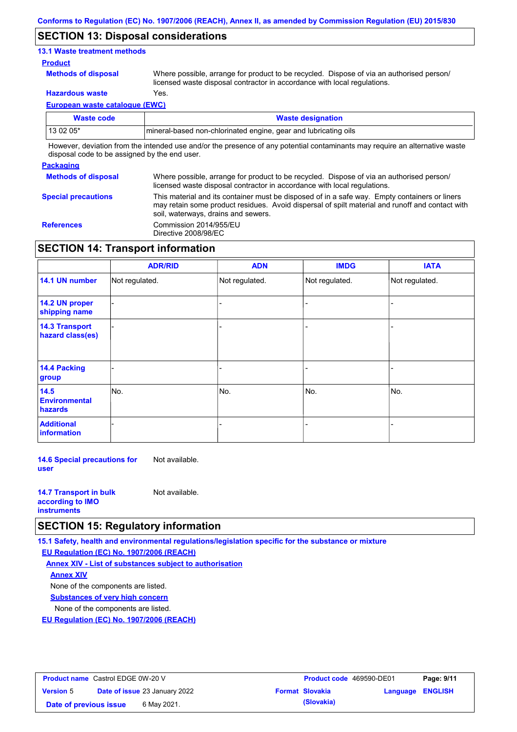## SECTION 13: Disposal considerations

### 13.1 Waste treatment methods

**Product**

**Methods of disposal** Where possible, arrange for product to be recycled. Dispose of via an authorised person/ licensed waste disposal contractor in accordance with local regulations.

**Hazardous waste** Yes.

**European waste catalogue (EWC)**

| Waste code | Waste designation |
|---|---|
| 13 02 05* | mineral-based non-chlorinated engine, gear and lubricating oils |

However, deviation from the intended use and/or the presence of any potential contaminants may require an alternative waste disposal code to be assigned by the end user.

**Packaging**

**Methods of disposal** Where possible, arrange for product to be recycled. Dispose of via an authorised person/ licensed waste disposal contractor in accordance with local regulations.

**Special precautions** This material and its container must be disposed of in a safe way. Empty containers or liners may retain some product residues. Avoid dispersal of spilt material and runoff and contact with soil, waterways, drains and sewers.

**References** Commission 2014/955/EU
Directive 2008/98/EC

## SECTION 14: Transport information

| | ADR/RID | ADN | IMDG | IATA |
|---|---|---|---|---|
| 14.1 UN number | Not regulated. | Not regulated. | Not regulated. | Not regulated. |
| 14.2 UN proper shipping name | - | - | - | - |
| 14.3 Transport hazard class(es) | - | - | - | - |
| 14.4 Packing group | - | - | - | - |
| 14.5 Environmental hazards | No. | No. | No. | No. |
| Additional information | - | - | - | - |

**14.6 Special precautions for user** Not available.

**14.7 Transport in bulk according to IMO instruments** Not available.

## SECTION 15: Regulatory information

### 15.1 Safety, health and environmental regulations/legislation specific for the substance or mixture

**EU Regulation (EC) No. 1907/2006 (REACH)**

**Annex XIV - List of substances subject to authorisation**

**Annex XIV**

None of the components are listed.

**Substances of very high concern**

None of the components are listed.

**EU Regulation (EC) No. 1907/2006 (REACH)**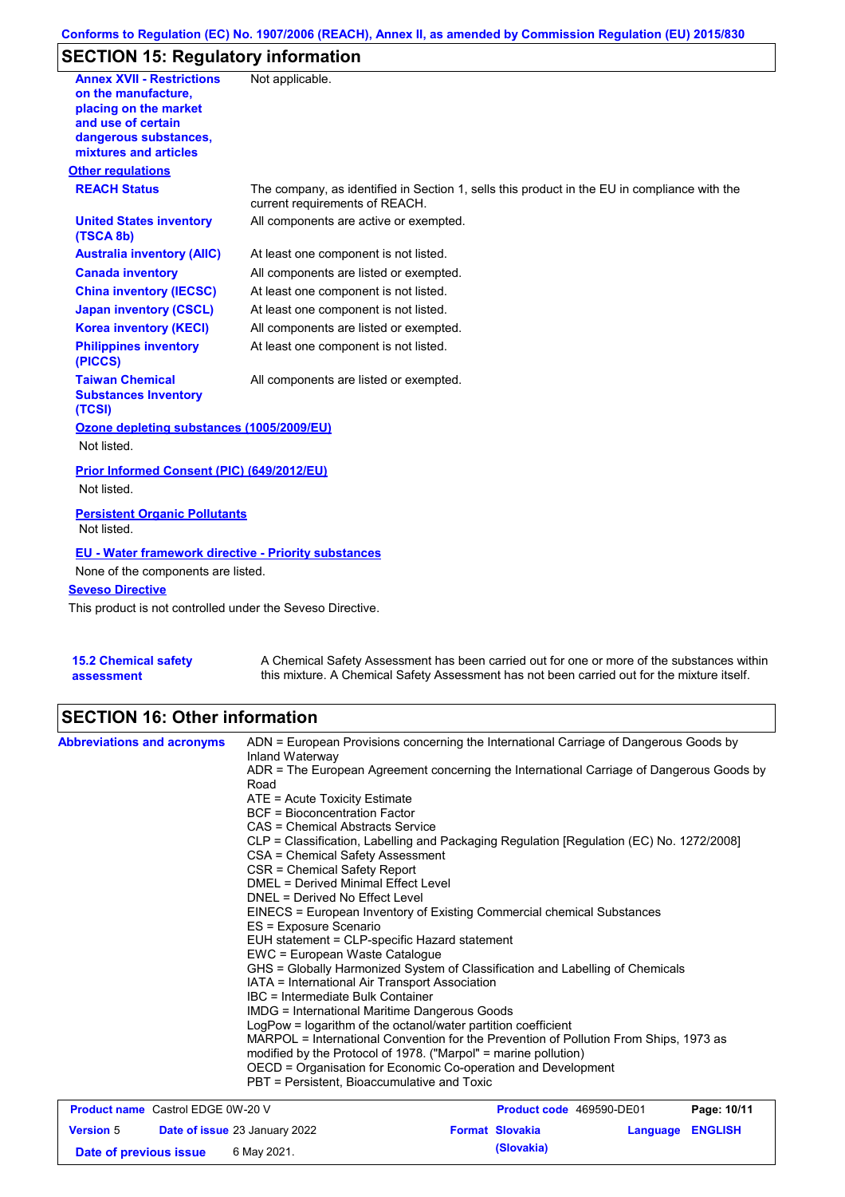## SECTION 15: Regulatory information

| | |
|---|---|
| **Annex XVII - Restrictions on the manufacture, placing on the market and use of certain dangerous substances, mixtures and articles** | Not applicable. |

**Other regulations**

| | |
|---|---|
| **REACH Status** | The company, as identified in Section 1, sells this product in the EU in compliance with the current requirements of REACH. |
| **United States inventory (TSCA 8b)** | All components are active or exempted. |
| **Australia inventory (AIIC)** | At least one component is not listed. |
| **Canada inventory** | All components are listed or exempted. |
| **China inventory (IECSC)** | At least one component is not listed. |
| **Japan inventory (CSCL)** | At least one component is not listed. |
| **Korea inventory (KECI)** | All components are listed or exempted. |
| **Philippines inventory (PICCS)** | At least one component is not listed. |
| **Taiwan Chemical Substances Inventory (TCSI)** | All components are listed or exempted. |

**Ozone depleting substances (1005/2009/EU)**

Not listed.

**Prior Informed Consent (PIC) (649/2012/EU)**

Not listed.

**Persistent Organic Pollutants**

Not listed.

**EU - Water framework directive - Priority substances**

None of the components are listed.

**Seveso Directive**

This product is not controlled under the Seveso Directive.

| | |
|---|---|
| **15.2 Chemical safety assessment** | A Chemical Safety Assessment has been carried out for one or more of the substances within this mixture. A Chemical Safety Assessment has not been carried out for the mixture itself. |

## SECTION 16: Other information

**Abbreviations and acronyms**

ADN = European Provisions concerning the International Carriage of Dangerous Goods by Inland Waterway
ADR = The European Agreement concerning the International Carriage of Dangerous Goods by Road
ATE = Acute Toxicity Estimate
BCF = Bioconcentration Factor
CAS = Chemical Abstracts Service
CLP = Classification, Labelling and Packaging Regulation [Regulation (EC) No. 1272/2008]
CSA = Chemical Safety Assessment
CSR = Chemical Safety Report
DMEL = Derived Minimal Effect Level
DNEL = Derived No Effect Level
EINECS = European Inventory of Existing Commercial chemical Substances
ES = Exposure Scenario
EUH statement = CLP-specific Hazard statement
EWC = European Waste Catalogue
GHS = Globally Harmonized System of Classification and Labelling of Chemicals
IATA = International Air Transport Association
IBC = Intermediate Bulk Container
IMDG = International Maritime Dangerous Goods
LogPow = logarithm of the octanol/water partition coefficient
MARPOL = International Convention for the Prevention of Pollution From Ships, 1973 as modified by the Protocol of 1978. ("Marpol" = marine pollution)
OECD = Organisation for Economic Co-operation and Development
PBT = Persistent, Bioaccumulative and Toxic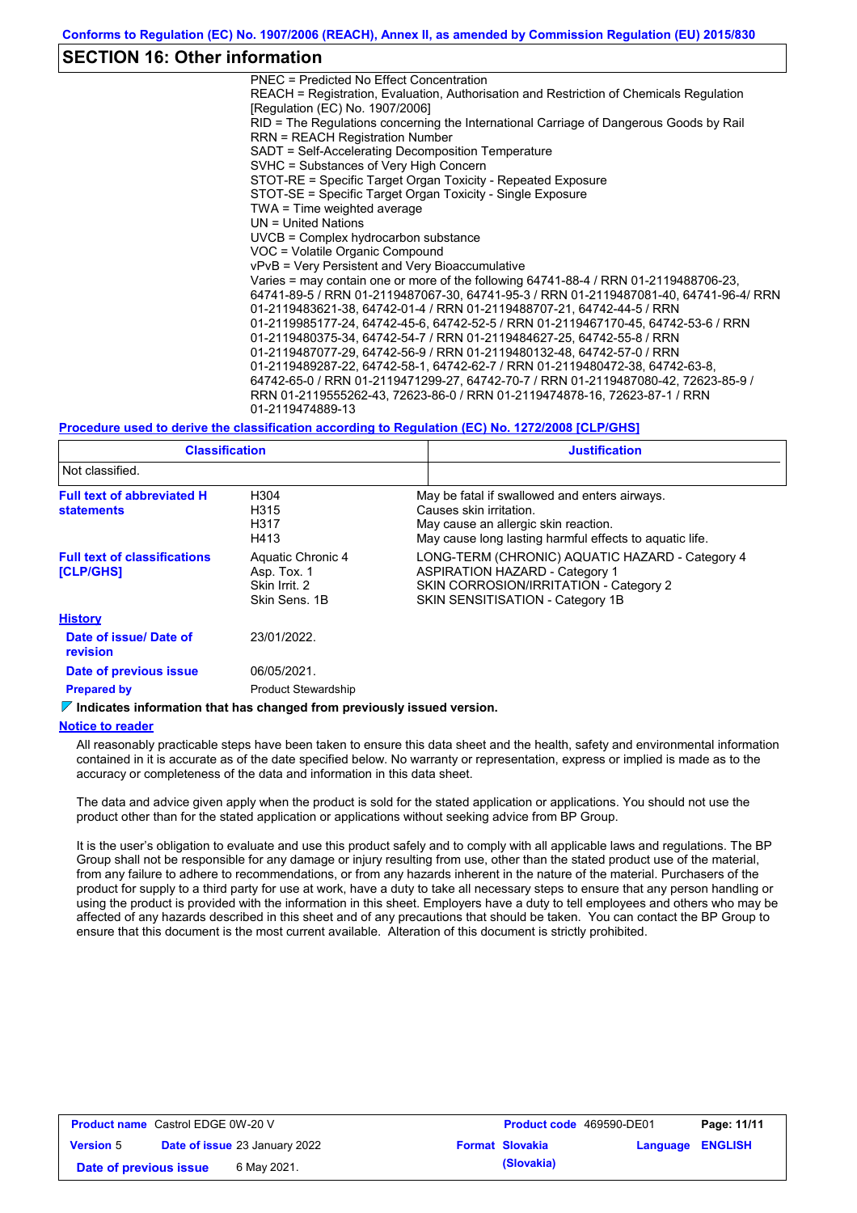## SECTION 16: Other information

PNEC = Predicted No Effect Concentration
REACH = Registration, Evaluation, Authorisation and Restriction of Chemicals Regulation [Regulation (EC) No. 1907/2006]
RID = The Regulations concerning the International Carriage of Dangerous Goods by Rail
RRN = REACH Registration Number
SADT = Self-Accelerating Decomposition Temperature
SVHC = Substances of Very High Concern
STOT-RE = Specific Target Organ Toxicity - Repeated Exposure
STOT-SE = Specific Target Organ Toxicity - Single Exposure
TWA = Time weighted average
UN = United Nations
UVCB = Complex hydrocarbon substance
VOC = Volatile Organic Compound
vPvB = Very Persistent and Very Bioaccumulative
Varies = may contain one or more of the following 64741-88-4 / RRN 01-2119488706-23, 64741-89-5 / RRN 01-2119487067-30, 64741-95-3 / RRN 01-2119487081-40, 64741-96-4/ RRN 01-2119483621-38, 64742-01-4 / RRN 01-2119488707-21, 64742-44-5 / RRN 01-2119985177-24, 64742-45-6, 64742-52-5 / RRN 01-2119467170-45, 64742-53-6 / RRN 01-2119480375-34, 64742-54-7 / RRN 01-2119484627-25, 64742-55-8 / RRN 01-2119487077-29, 64742-56-9 / RRN 01-2119480132-48, 64742-57-0 / RRN 01-2119489287-22, 64742-58-1, 64742-62-7 / RRN 01-2119480472-38, 64742-63-8, 64742-65-0 / RRN 01-2119471299-27, 64742-70-7 / RRN 01-2119487080-42, 72623-85-9 / RRN 01-2119555262-43, 72623-86-0 / RRN 01-2119474878-16, 72623-87-1 / RRN 01-2119474889-13

**Procedure used to derive the classification according to Regulation (EC) No. 1272/2008 [CLP/GHS]**

| Classification | Justification |
|---|---|
| Not classified. | |

**Full text of abbreviated H statements**

| | |
|---|---|
| H304 | May be fatal if swallowed and enters airways. |
| H315 | Causes skin irritation. |
| H317 | May cause an allergic skin reaction. |
| H413 | May cause long lasting harmful effects to aquatic life. |

**Full text of classifications [CLP/GHS]**

| | |
|---|---|
| Aquatic Chronic 4 | LONG-TERM (CHRONIC) AQUATIC HAZARD - Category 4 |
| Asp. Tox. 1 | ASPIRATION HAZARD - Category 1 |
| Skin Irrit. 2 | SKIN CORROSION/IRRITATION - Category 2 |
| Skin Sens. 1B | SKIN SENSITISATION - Category 1B |

**History**

**Date of issue/ Date of revision** 23/01/2022.

**Date of previous issue** 06/05/2021.

**Prepared by** Product Stewardship

**Indicates information that has changed from previously issued version.**

**Notice to reader**

All reasonably practicable steps have been taken to ensure this data sheet and the health, safety and environmental information contained in it is accurate as of the date specified below. No warranty or representation, express or implied is made as to the accuracy or completeness of the data and information in this data sheet.

The data and advice given apply when the product is sold for the stated application or applications. You should not use the product other than for the stated application or applications without seeking advice from BP Group.

It is the user's obligation to evaluate and use this product safely and to comply with all applicable laws and regulations. The BP Group shall not be responsible for any damage or injury resulting from use, other than the stated product use of the material, from any failure to adhere to recommendations, or from any hazards inherent in the nature of the material. Purchasers of the product for supply to a third party for use at work, have a duty to take all necessary steps to ensure that any person handling or using the product is provided with the information in this sheet. Employers have a duty to tell employees and others who may be affected of any hazards described in this sheet and of any precautions that should be taken. You can contact the BP Group to ensure that this document is the most current available. Alteration of this document is strictly prohibited.